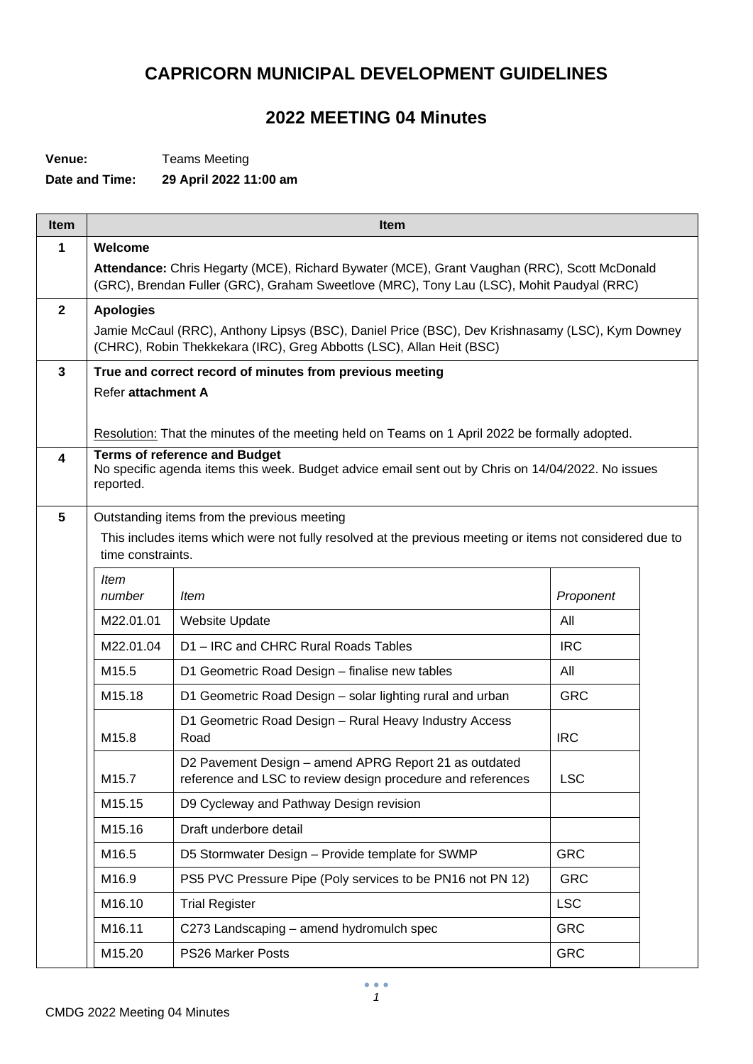# CAPRICORN MUNICIPAL DEVELOPMENT GUIDELINES

## 2022 MEETING 04 Minutes

**Venue:** Teams Meeting

**Date and Time:** **29 April 2022 11:00 am**

| Item | Item |
|---|---|
| **1** | **Welcome**<br>**Attendance:** Chris Hegarty (MCE), Richard Bywater (MCE), Grant Vaughan (RRC), Scott McDonald (GRC), Brendan Fuller (GRC), Graham Sweetlove (MRC), Tony Lau (LSC), Mohit Paudyal (RRC) |
| **2** | **Apologies**<br>Jamie McCaul (RRC), Anthony Lipsys (BSC), Daniel Price (BSC), Dev Krishnasamy (LSC), Kym Downey (CHRC), Robin Thekkekara (IRC), Greg Abbotts (LSC), Allan Heit (BSC) |
| **3** | **True and correct record of minutes from previous meeting**<br>Refer **attachment A**<br><br>Resolution: That the minutes of the meeting held on Teams on 1 April 2022 be formally adopted. |
| **4** | **Terms of reference and Budget**<br>No specific agenda items this week. Budget advice email sent out by Chris on 14/04/2022. No issues reported. |
| **5** | Outstanding items from the previous meeting<br>This includes items which were not fully resolved at the previous meeting or items not considered due to time constraints. |

| *Item number* | *Item* | *Proponent* |
|---|---|---|
| M22.01.01 | Website Update | All |
| M22.01.04 | D1 – IRC and CHRC Rural Roads Tables | IRC |
| M15.5 | D1 Geometric Road Design – finalise new tables | All |
| M15.18 | D1 Geometric Road Design – solar lighting rural and urban | GRC |
| M15.8 | D1 Geometric Road Design – Rural Heavy Industry Access Road | IRC |
| M15.7 | D2 Pavement Design – amend APRG Report 21 as outdated reference and LSC to review design procedure and references | LSC |
| M15.15 | D9 Cycleway and Pathway Design revision | |
| M15.16 | Draft underbore detail | |
| M16.5 | D5 Stormwater Design – Provide template for SWMP | GRC |
| M16.9 | PS5 PVC Pressure Pipe (Poly services to be PN16 not PN 12) | GRC |
| M16.10 | Trial Register | LSC |
| M16.11 | C273 Landscaping – amend hydromulch spec | GRC |
| M15.20 | PS26 Marker Posts | GRC |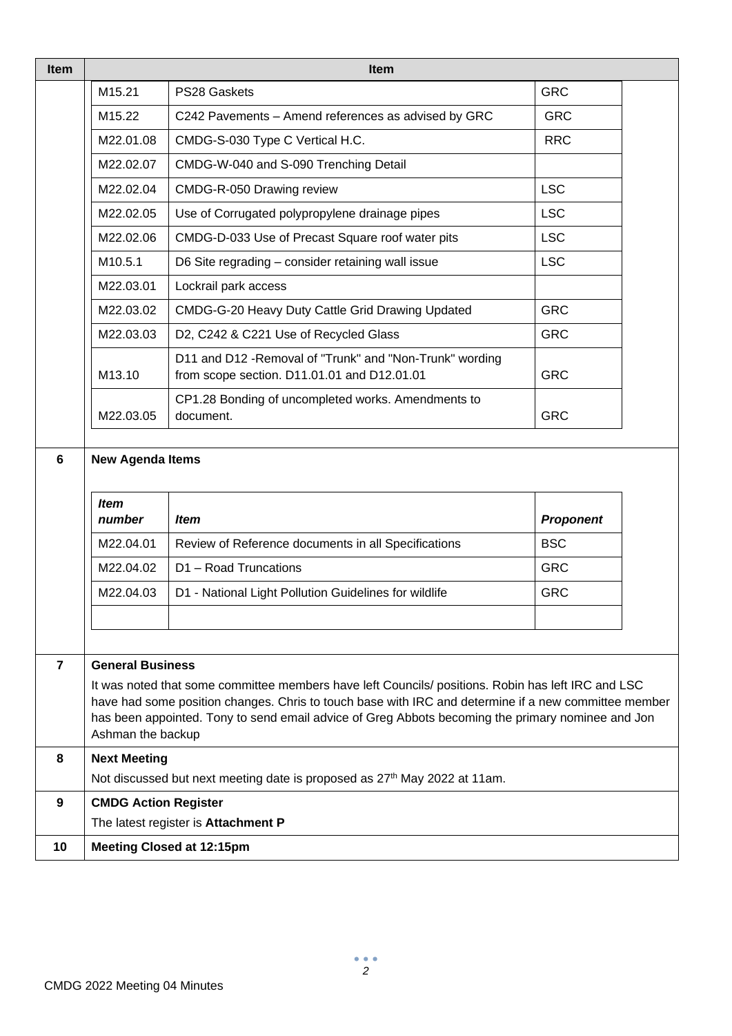| Item | Item |
|---|---|
| | |

| | | |
|---|---|---|
| M15.21 | PS28 Gaskets | GRC |
| M15.22 | C242 Pavements – Amend references as advised by GRC | GRC |
| M22.01.08 | CMDG-S-030 Type C Vertical H.C. | RRC |
| M22.02.07 | CMDG-W-040 and S-090 Trenching Detail | |
| M22.02.04 | CMDG-R-050 Drawing review | LSC |
| M22.02.05 | Use of Corrugated polypropylene drainage pipes | LSC |
| M22.02.06 | CMDG-D-033 Use of Precast Square roof water pits | LSC |
| M10.5.1 | D6 Site regrading – consider retaining wall issue | LSC |
| M22.03.01 | Lockrail park access | |
| M22.03.02 | CMDG-G-20 Heavy Duty Cattle Grid Drawing Updated | GRC |
| M22.03.03 | D2, C242 & C221 Use of Recycled Glass | GRC |
| M13.10 | D11 and D12 -Removal of "Trunk" and "Non-Trunk" wording from scope section. D11.01.01 and D12.01.01 | GRC |
| M22.03.05 | CP1.28 Bonding of uncompleted works. Amendments to document. | GRC |

**6 New Agenda Items**

| *Item number* | *Item* | *Proponent* |
|---|---|---|
| M22.04.01 | Review of Reference documents in all Specifications | BSC |
| M22.04.02 | D1 – Road Truncations | GRC |
| M22.04.03 | D1 - National Light Pollution Guidelines for wildlife | GRC |
| | | |

**7 General Business**

It was noted that some committee members have left Councils/ positions. Robin has left IRC and LSC have had some position changes. Chris to touch base with IRC and determine if a new committee member has been appointed. Tony to send email advice of Greg Abbots becoming the primary nominee and Jon Ashman the backup

**8 Next Meeting**

Not discussed but next meeting date is proposed as 27th May 2022 at 11am.

**9 CMDG Action Register**

The latest register is **Attachment P**

**10 Meeting Closed at 12:15pm**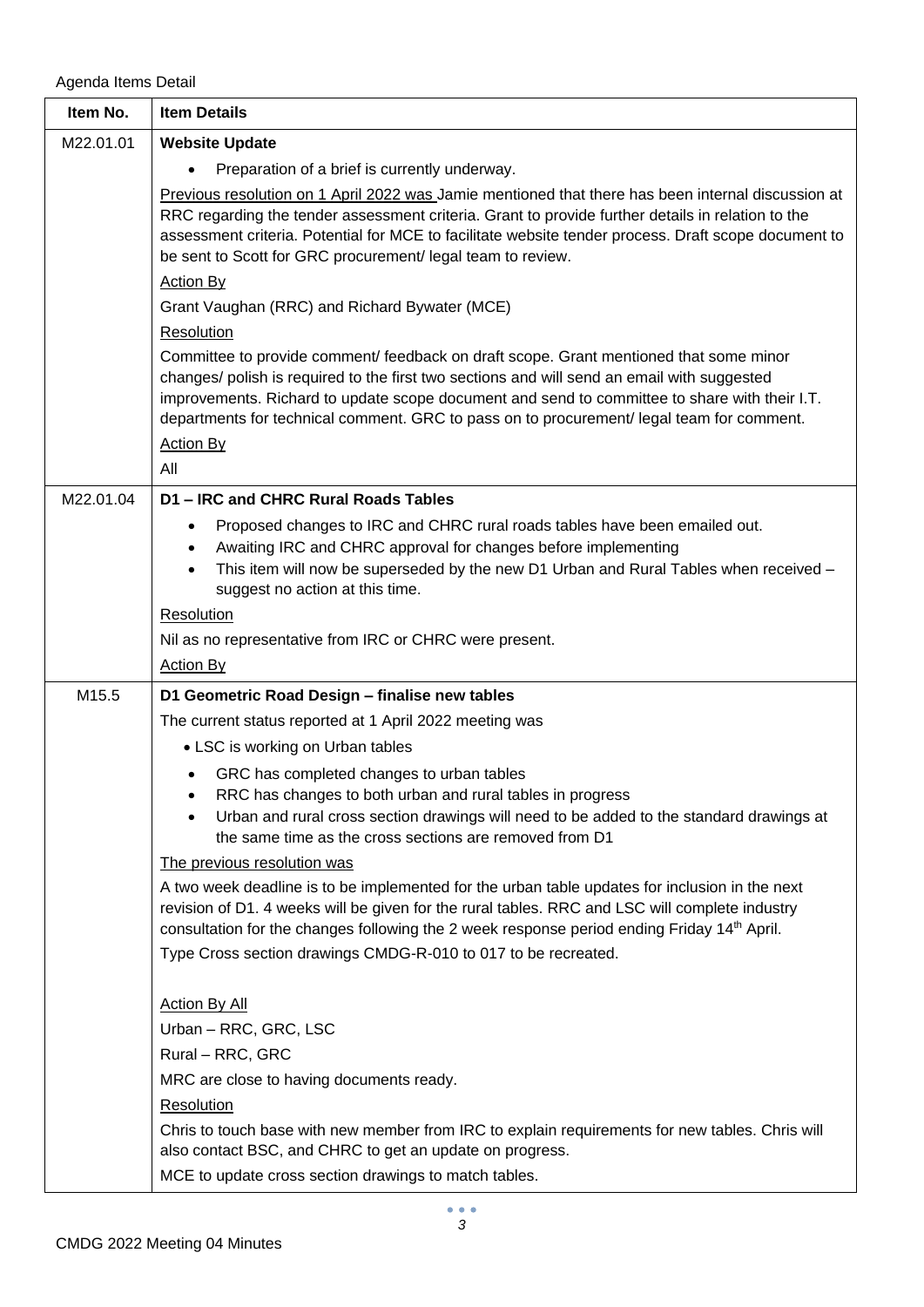Agenda Items Detail

| Item No. | Item Details |
| --- | --- |
| M22.01.01 | **Website Update**<br>• Preparation of a brief is currently underway.<br>Previous resolution on 1 April 2022 was Jamie mentioned that there has been internal discussion at RRC regarding the tender assessment criteria. Grant to provide further details in relation to the assessment criteria. Potential for MCE to facilitate website tender process. Draft scope document to be sent to Scott for GRC procurement/ legal team to review.<br>Action By<br>Grant Vaughan (RRC) and Richard Bywater (MCE)<br>Resolution<br>Committee to provide comment/ feedback on draft scope. Grant mentioned that some minor changes/ polish is required to the first two sections and will send an email with suggested improvements. Richard to update scope document and send to committee to share with their I.T. departments for technical comment. GRC to pass on to procurement/ legal team for comment.<br>Action By<br>All |
| M22.01.04 | **D1 – IRC and CHRC Rural Roads Tables**<br>• Proposed changes to IRC and CHRC rural roads tables have been emailed out.<br>• Awaiting IRC and CHRC approval for changes before implementing<br>• This item will now be superseded by the new D1 Urban and Rural Tables when received – suggest no action at this time.<br>Resolution<br>Nil as no representative from IRC or CHRC were present.<br>Action By |
| M15.5 | **D1 Geometric Road Design – finalise new tables**<br>The current status reported at 1 April 2022 meeting was<br>• LSC is working on Urban tables<br>• GRC has completed changes to urban tables<br>• RRC has changes to both urban and rural tables in progress<br>• Urban and rural cross section drawings will need to be added to the standard drawings at the same time as the cross sections are removed from D1<br>The previous resolution was<br>A two week deadline is to be implemented for the urban table updates for inclusion in the next revision of D1. 4 weeks will be given for the rural tables. RRC and LSC will complete industry consultation for the changes following the 2 week response period ending Friday 14th April.<br>Type Cross section drawings CMDG-R-010 to 017 to be recreated.<br><br>Action By All<br>Urban – RRC, GRC, LSC<br>Rural – RRC, GRC<br>MRC are close to having documents ready.<br>Resolution<br>Chris to touch base with new member from IRC to explain requirements for new tables. Chris will also contact BSC, and CHRC to get an update on progress.<br>MCE to update cross section drawings to match tables. |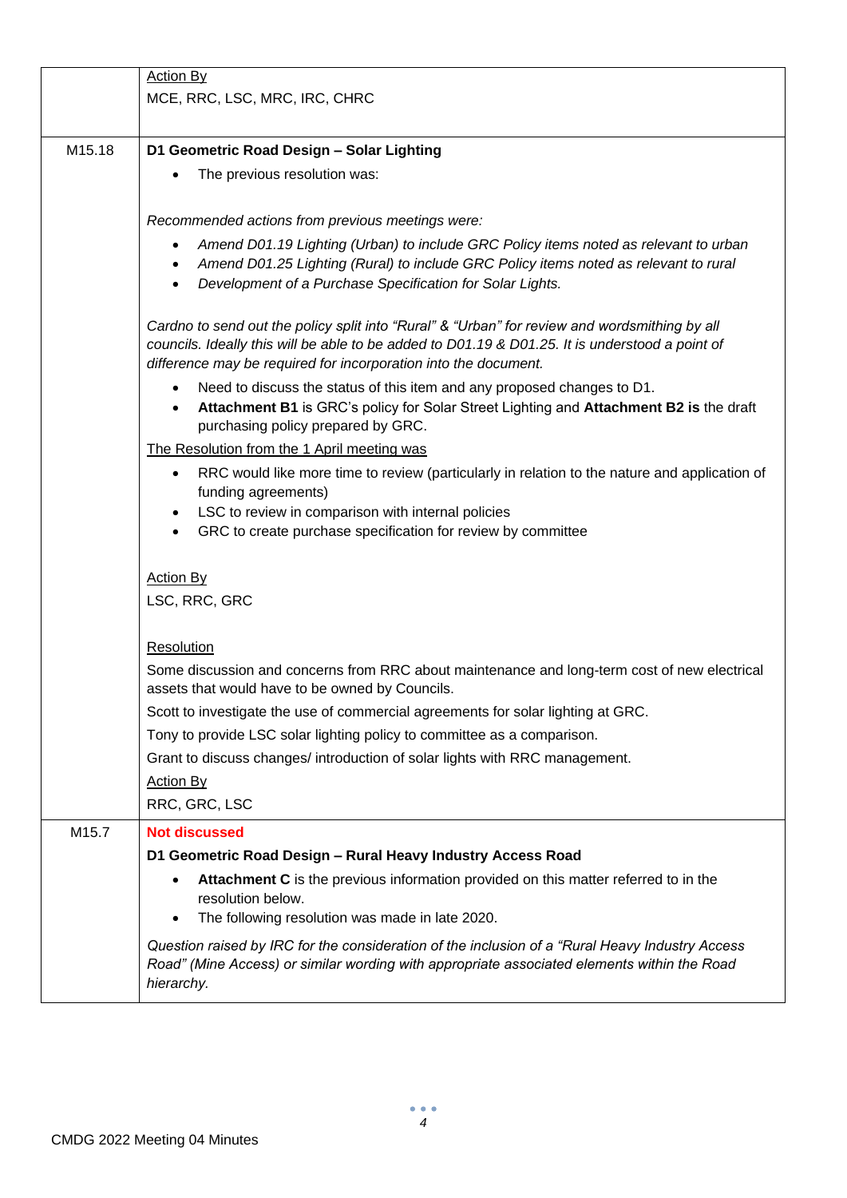| | |
|---|---|
| | <u>Action By</u><br>MCE, RRC, LSC, MRC, IRC, CHRC |
| M15.18 | **D1 Geometric Road Design – Solar Lighting**<br>• The previous resolution was:<br><br>*Recommended actions from previous meetings were:*<br>• *Amend D01.19 Lighting (Urban) to include GRC Policy items noted as relevant to urban*<br>• *Amend D01.25 Lighting (Rural) to include GRC Policy items noted as relevant to rural*<br>• *Development of a Purchase Specification for Solar Lights.*<br><br>*Cardno to send out the policy split into "Rural" & "Urban" for review and wordsmithing by all councils. Ideally this will be able to be added to D01.19 & D01.25. It is understood a point of difference may be required for incorporation into the document.*<br>• Need to discuss the status of this item and any proposed changes to D1.<br>• **Attachment B1** is GRC's policy for Solar Street Lighting and **Attachment B2 is** the draft purchasing policy prepared by GRC.<br><br><u>The Resolution from the 1 April meeting was</u><br>• RRC would like more time to review (particularly in relation to the nature and application of funding agreements)<br>• LSC to review in comparison with internal policies<br>• GRC to create purchase specification for review by committee<br><br><u>Action By</u><br>LSC, RRC, GRC<br><br><u>Resolution</u><br>Some discussion and concerns from RRC about maintenance and long-term cost of new electrical assets that would have to be owned by Councils.<br>Scott to investigate the use of commercial agreements for solar lighting at GRC.<br>Tony to provide LSC solar lighting policy to committee as a comparison.<br>Grant to discuss changes/ introduction of solar lights with RRC management.<br><u>Action By</u><br>RRC, GRC, LSC |
| M15.7 | **Not discussed**<br>**D1 Geometric Road Design – Rural Heavy Industry Access Road**<br>• **Attachment C** is the previous information provided on this matter referred to in the resolution below.<br>• The following resolution was made in late 2020.<br><br>*Question raised by IRC for the consideration of the inclusion of a "Rural Heavy Industry Access Road" (Mine Access) or similar wording with appropriate associated elements within the Road hierarchy.* |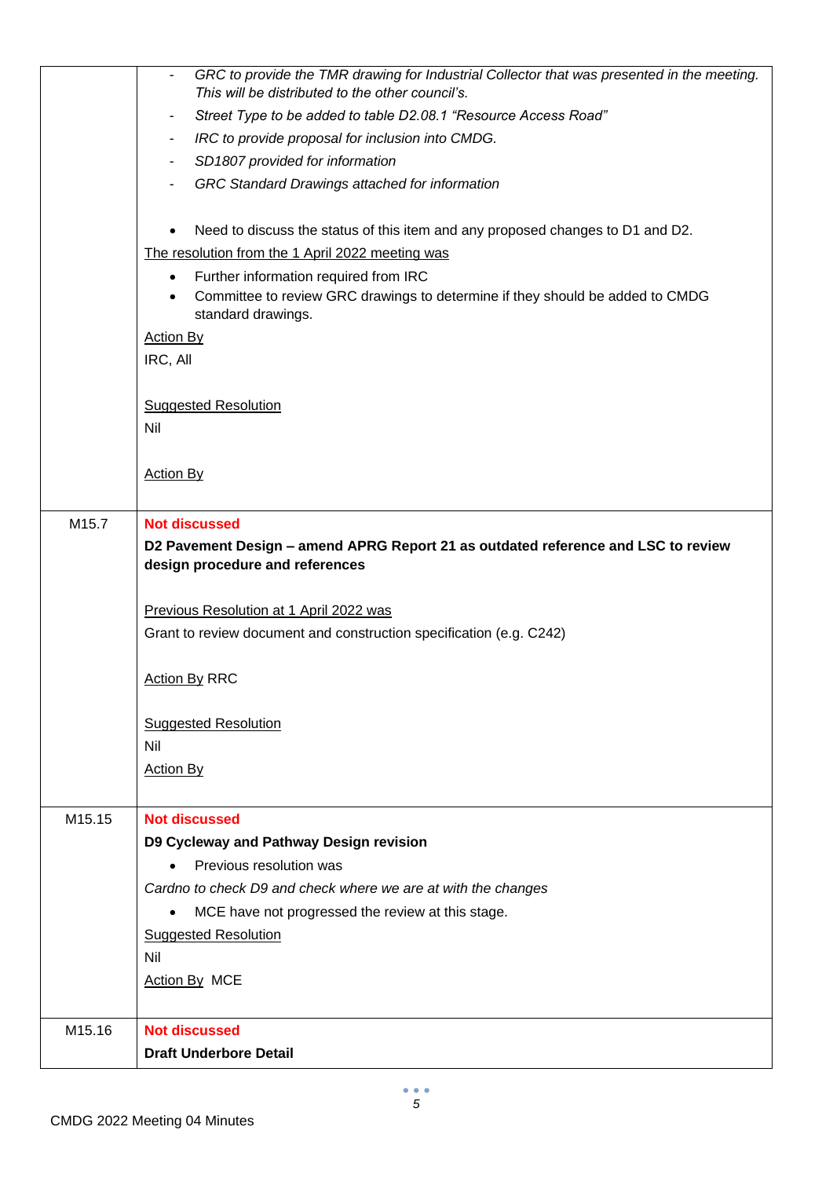| | |
|---|---|
| | - *GRC to provide the TMR drawing for Industrial Collector that was presented in the meeting. This will be distributed to the other council's.*<br>- *Street Type to be added to table D2.08.1 "Resource Access Road"*<br>- *IRC to provide proposal for inclusion into CMDG.*<br>- *SD1807 provided for information*<br>- *GRC Standard Drawings attached for information*<br><br>• Need to discuss the status of this item and any proposed changes to D1 and D2.<br><br><u>The resolution from the 1 April 2022 meeting was</u><br>• Further information required from IRC<br>• Committee to review GRC drawings to determine if they should be added to CMDG standard drawings.<br><br><u>Action By</u><br>IRC, All<br><br><u>Suggested Resolution</u><br>Nil<br><br><u>Action By</u> |
| M15.7 | **Not discussed**<br>**D2 Pavement Design – amend APRG Report 21 as outdated reference and LSC to review design procedure and references**<br><br><u>Previous Resolution at 1 April 2022 was</u><br>Grant to review document and construction specification (e.g. C242)<br><br><u>Action By</u> RRC<br><br><u>Suggested Resolution</u><br>Nil<br><u>Action By</u> |
| M15.15 | **Not discussed**<br>**D9 Cycleway and Pathway Design revision**<br>• Previous resolution was<br>*Cardno to check D9 and check where we are at with the changes*<br>• MCE have not progressed the review at this stage.<br><u>Suggested Resolution</u><br>Nil<br><u>Action By</u> MCE |
| M15.16 | **Not discussed**<br>**Draft Underbore Detail** |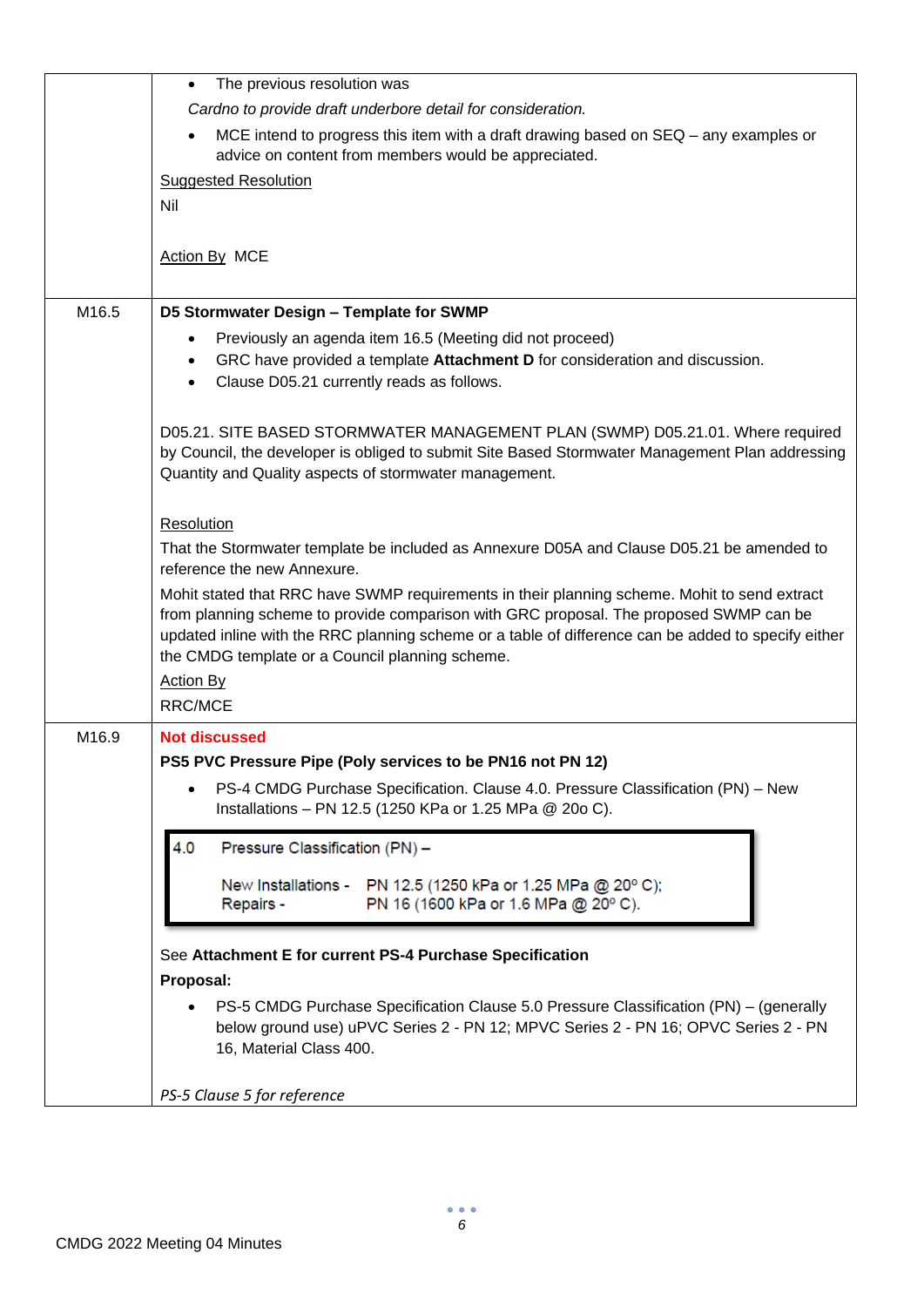| | |
|---|---|
| | • The previous resolution was<br>*Cardno to provide draft underbore detail for consideration.*<br>• MCE intend to progress this item with a draft drawing based on SEQ – any examples or advice on content from members would be appreciated.<br>Suggested Resolution<br>Nil<br><br>Action By MCE |
| M16.5 | **D5 Stormwater Design – Template for SWMP**<br>• Previously an agenda item 16.5 (Meeting did not proceed)<br>• GRC have provided a template **Attachment D** for consideration and discussion.<br>• Clause D05.21 currently reads as follows.<br><br>D05.21. SITE BASED STORMWATER MANAGEMENT PLAN (SWMP) D05.21.01. Where required by Council, the developer is obliged to submit Site Based Stormwater Management Plan addressing Quantity and Quality aspects of stormwater management.<br><br>Resolution<br>That the Stormwater template be included as Annexure D05A and Clause D05.21 be amended to reference the new Annexure.<br>Mohit stated that RRC have SWMP requirements in their planning scheme. Mohit to send extract from planning scheme to provide comparison with GRC proposal. The proposed SWMP can be updated inline with the RRC planning scheme or a table of difference can be added to specify either the CMDG template or a Council planning scheme.<br>Action By<br>RRC/MCE |
| M16.9 | **Not discussed**<br>**PS5 PVC Pressure Pipe (Poly services to be PN16 not PN 12)**<br>• PS-4 CMDG Purchase Specification. Clause 4.0. Pressure Classification (PN) – New Installations – PN 12.5 (1250 KPa or 1.25 MPa @ 20o C).<br><br>4.0 Pressure Classification (PN) –<br>New Installations - PN 12.5 (1250 kPa or 1.25 MPa @ 20° C);<br>Repairs - PN 16 (1600 kPa or 1.6 MPa @ 20° C).<br><br>See **Attachment E for current PS-4 Purchase Specification**<br>**Proposal:**<br>• PS-5 CMDG Purchase Specification Clause 5.0 Pressure Classification (PN) – (generally below ground use) uPVC Series 2 - PN 12; MPVC Series 2 - PN 16; OPVC Series 2 - PN 16, Material Class 400.<br><br>*PS-5 Clause 5 for reference* |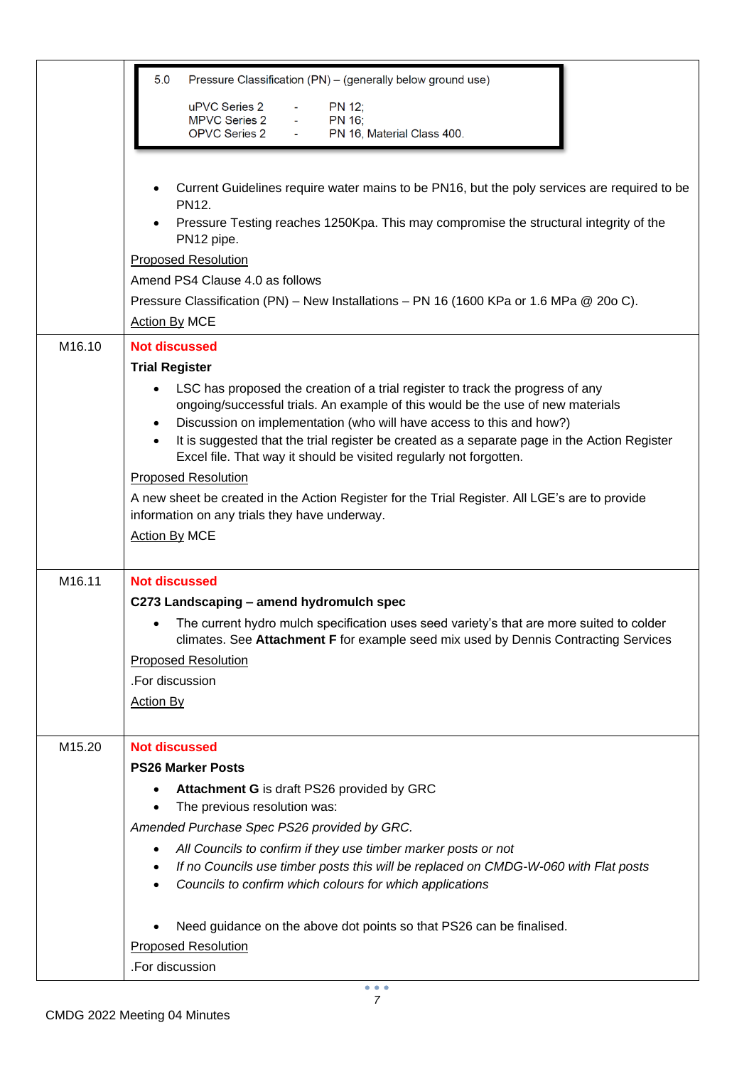| | |
|---|---|
| | 5.0 Pressure Classification (PN) – (generally below ground use)<br><br>uPVC Series 2 - PN 12;<br>MPVC Series 2 - PN 16;<br>OPVC Series 2 - PN 16, Material Class 400.<br><br>• Current Guidelines require water mains to be PN16, but the poly services are required to be PN12.<br>• Pressure Testing reaches 1250Kpa. This may compromise the structural integrity of the PN12 pipe.<br><br><u>Proposed Resolution</u><br>Amend PS4 Clause 4.0 as follows<br>Pressure Classification (PN) – New Installations – PN 16 (1600 KPa or 1.6 MPa @ 20o C).<br><u>Action By</u> MCE |
| M16.10 | **Not discussed**<br>**Trial Register**<br>• LSC has proposed the creation of a trial register to track the progress of any ongoing/successful trials. An example of this would be the use of new materials<br>• Discussion on implementation (who will have access to this and how?)<br>• It is suggested that the trial register be created as a separate page in the Action Register Excel file. That way it should be visited regularly not forgotten.<br><br><u>Proposed Resolution</u><br>A new sheet be created in the Action Register for the Trial Register. All LGE's are to provide information on any trials they have underway.<br><u>Action By</u> MCE |
| M16.11 | **Not discussed**<br>**C273 Landscaping – amend hydromulch spec**<br>• The current hydro mulch specification uses seed variety's that are more suited to colder climates. See **Attachment F** for example seed mix used by Dennis Contracting Services<br><br><u>Proposed Resolution</u><br>.For discussion<br><u>Action By</u> |
| M15.20 | **Not discussed**<br>**PS26 Marker Posts**<br>• **Attachment G** is draft PS26 provided by GRC<br>• The previous resolution was:<br><br>*Amended Purchase Spec PS26 provided by GRC.*<br>• *All Councils to confirm if they use timber marker posts or not*<br>• *If no Councils use timber posts this will be replaced on CMDG-W-060 with Flat posts*<br>• *Councils to confirm which colours for which applications*<br><br>• Need guidance on the above dot points so that PS26 can be finalised.<br><br><u>Proposed Resolution</u><br>.For discussion |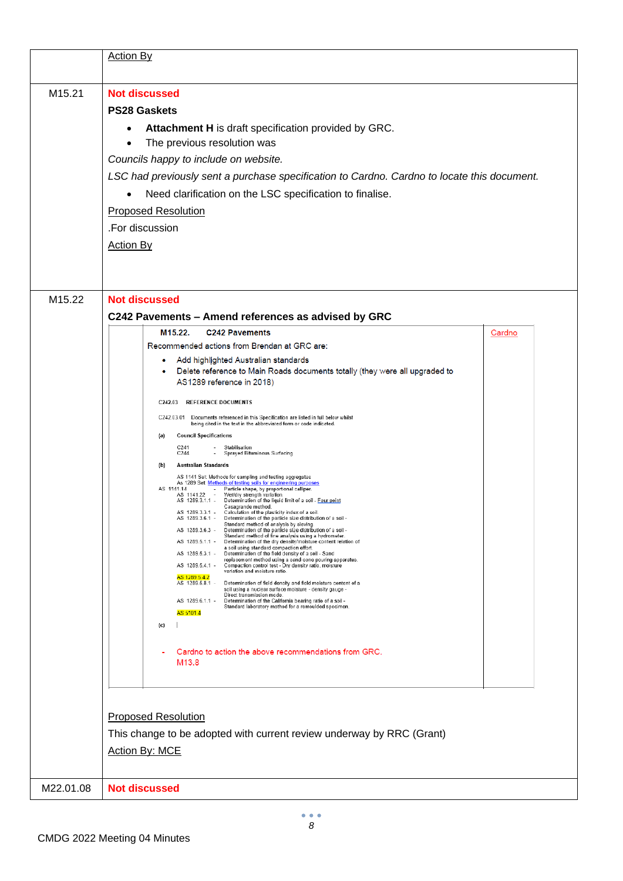| | |
|---|---|
| | Action By |
| M15.21 | **Not discussed**<br>**PS28 Gaskets**<br>• **Attachment H** is draft specification provided by GRC.<br>• The previous resolution was<br>*Councils happy to include on website.*<br>*LSC had previously sent a purchase specification to Cardno. Cardno to locate this document.*<br>• Need clarification on the LSC specification to finalise.<br>Proposed Resolution<br>.For discussion<br>Action By |
| M15.22 | **Not discussed**<br>**C242 Pavements – Amend references as advised by GRC**<br>**M15.22. C242 Pavements**<br>Recommended actions from Brendan at GRC are:<br>• Add highlighted Australian standards<br>• Delete reference to Main Roads documents totally (they were all upgraded to AS1289 reference in 2018)<br>C242.03 REFERENCE DOCUMENTS<br>C242.03.01 Documents referenced in this Specification are listed in full below whilst being cited in the text in the abbreviated form or code indicated.<br>(a) Council Specifications<br>C241 - Stabilisation<br>C244 - Sprayed Bituminous Surfacing<br>(b) Australian Standards<br>AS 1141 Set: Methods for sampling and testing aggregates<br>As 1289 Set: Methods of testing soils for engineering purposes<br>AS 1141.14 - Particle shape, by proportional calliper.<br>AS 1141.22 - Wet/dry strength variation.<br>AS 1289.3.1.1 - Determination of the liquid limit of a soil - Four point Casagrande method.<br>AS 1289.3.3.1 - Calculation of the plasticity index of a soil.<br>AS 1289.3.6.1 - Determination of the particle size distribution of a soil - Standard method of analysis by sieving.<br>AS 1289.3.6.3 - Determination of the particle size distribution of a soil - Standard method of fine analysis using a hydrometer.<br>AS 1289.5.1.1 - Determination of the dry density/moisture content relation of a soil using standard compaction effort.<br>AS 1289.5.3.1 - Determination of the field density of a soil - Sand replacement method using a sand cone pouring apparatus.<br>AS 1289.5.4.1 - Compaction control test - Dry density ratio, moisture variation and moisture ratio.<br>AS 1289.5.4.2<br>AS 1289.5.8.1 - Determination of field density and field moisture content of a soil using a nuclear surface moisture - density gauge - Direct transmission mode.<br>AS 1289.6.1.1 - Determination of the California bearing ratio of a soil - Standard laboratory method for a remoulded specimen.<br>AS 5101.4<br>(c)<br>- Cardno to action the above recommendations from GRC. M13.8<br>Cardno<br>Proposed Resolution<br>This change to be adopted with current review underway by RRC (Grant)<br>Action By: MCE |
| M22.01.08 | **Not discussed** |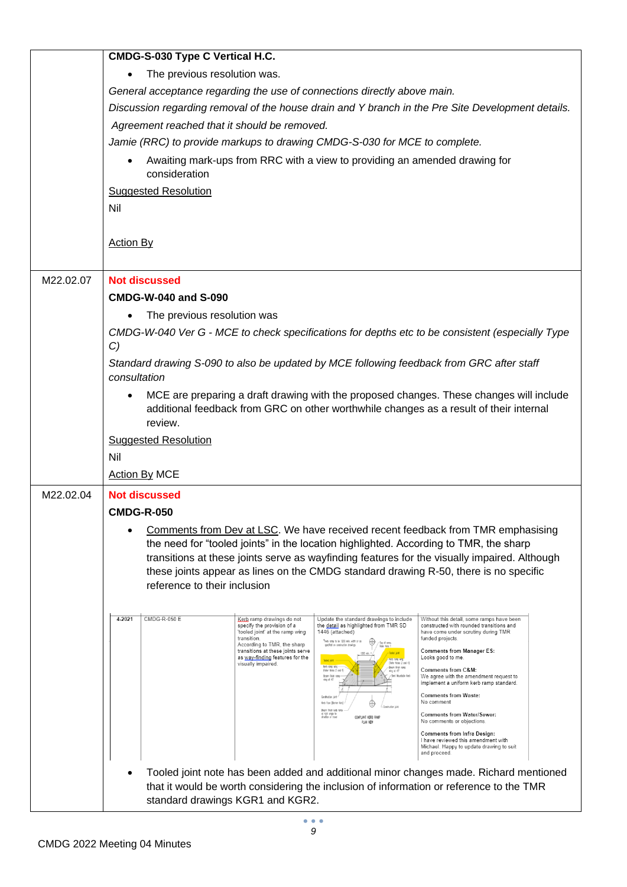| | |
|---|---|
| | **CMDG-S-030 Type C Vertical H.C.**<br>• The previous resolution was.<br>*General acceptance regarding the use of connections directly above main.*<br>*Discussion regarding removal of the house drain and Y branch in the Pre Site Development details.*<br>*Agreement reached that it should be removed.*<br>*Jamie (RRC) to provide markups to drawing CMDG-S-030 for MCE to complete.*<br>• Awaiting mark-ups from RRC with a view to providing an amended drawing for consideration<br>Suggested Resolution<br>Nil<br><br>Action By |
| M22.02.07 | **Not discussed**<br>**CMDG-W-040 and S-090**<br>• The previous resolution was<br>*CMDG-W-040 Ver G - MCE to check specifications for depths etc to be consistent (especially Type C)*<br>*Standard drawing S-090 to also be updated by MCE following feedback from GRC after staff consultation*<br>• MCE are preparing a draft drawing with the proposed changes. These changes will include additional feedback from GRC on other worthwhile changes as a result of their internal review.<br>Suggested Resolution<br>Nil<br>Action By MCE |
| M22.02.04 | **Not discussed**<br>**CMDG-R-050**<br>• Comments from Dev at LSC. We have received recent feedback from TMR emphasising the need for "tooled joints" in the location highlighted. According to TMR, the sharp transitions at these joints serve as wayfinding features for the visually impaired. Although these joints appear as lines on the CMDG standard drawing R-50, there is no specific reference to their inclusion<br><br>4-2021 \| CMDG-R-050 E \| Kerb ramp drawings do not specify the provision of a 'tooled joint' at the ramp wing transition. According to TMR, the sharp transitions at these joints serve as way-finding features for the visually impaired. \| Update the standard drawings to include the detail as highlighted from TMR SD 1446 (attached) \| Without this detail, some ramps have been constructed with rounded transitions and have come under scrutiny during TMR funded projects. Comments from Manager ES: Looks good to me. Comments from C&M: We agree with the amendment request to implement a uniform kerb ramp standard. Comments from Waste: No comment Comments from Water/Sewer: No comments or objections. Comments from Infra Design: I have reviewed this amendment with Michael. Happy to update drawing to suit and proceed.<br><br>• Tooled joint note has been added and additional minor changes made. Richard mentioned that it would be worth considering the inclusion of information or reference to the TMR standard drawings KGR1 and KGR2. |

CMDG 2022 Meeting 04 Minutes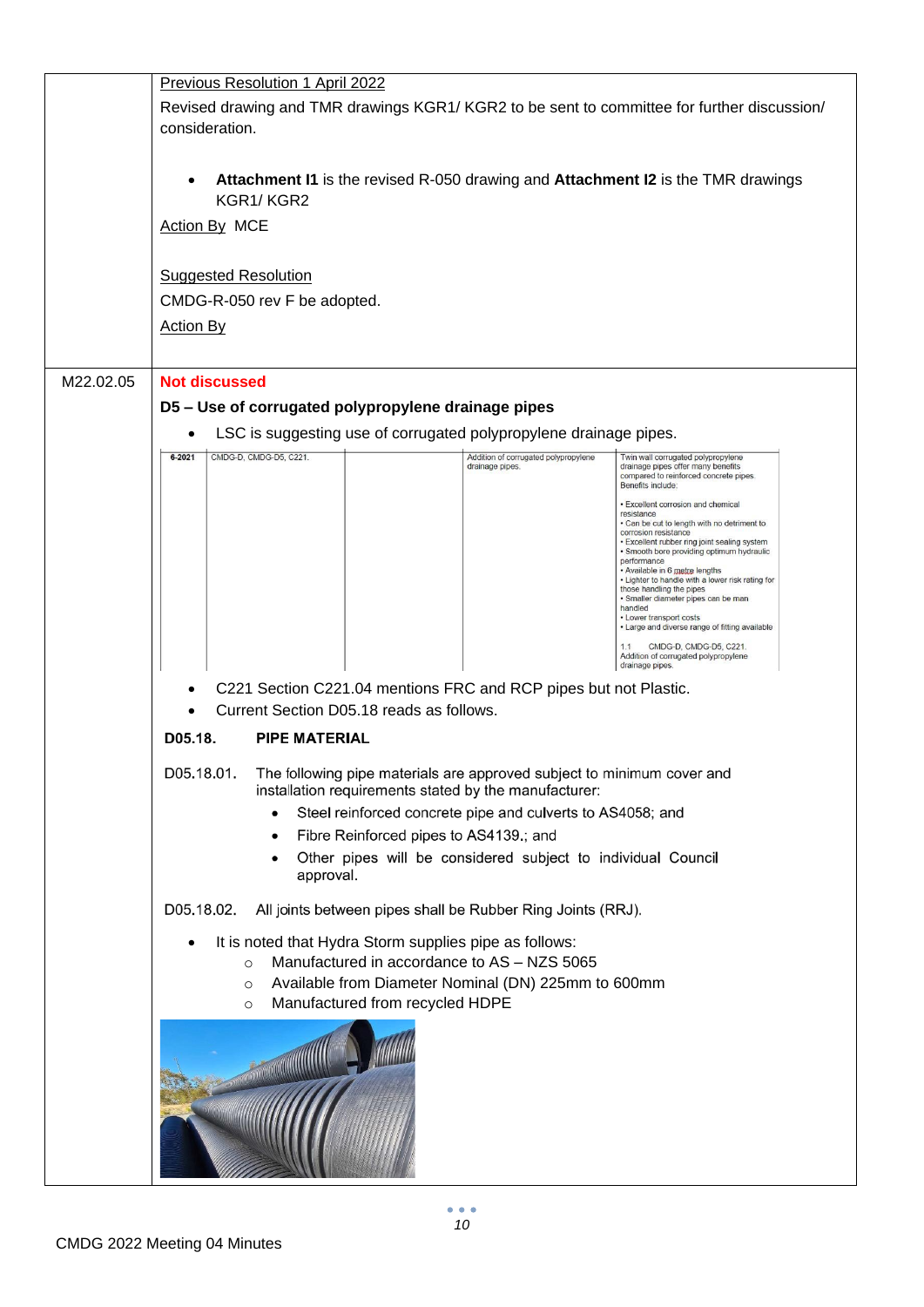| | |
|---|---|
| | Previous Resolution 1 April 2022<br>Revised drawing and TMR drawings KGR1/ KGR2 to be sent to committee for further discussion/ consideration.<br><br>• **Attachment I1** is the revised R-050 drawing and **Attachment I2** is the TMR drawings KGR1/ KGR2<br><br>Action By MCE<br><br>Suggested Resolution<br>CMDG-R-050 rev F be adopted.<br><br>Action By |
| M22.02.05 | **Not discussed**<br>**D5 – Use of corrugated polypropylene drainage pipes**<br>• LSC is suggesting use of corrugated polypropylene drainage pipes. |

| 6-2021 | CMDG-D, CMDG-D5, C221. | | Addition of corrugated polypropylene drainage pipes. | Twin wall corrugated polypropylene drainage pipes offer many benefits compared to reinforced concrete pipes. Benefits include:<br><br>• Excellent corrosion and chemical resistance<br>• Can be cut to length with no detriment to corrosion resistance<br>• Excellent rubber ring joint sealing system<br>• Smooth bore providing optimum hydraulic performance<br>• Available in 6 metre lengths<br>• Lighter to handle with a lower risk rating for those handling the pipes<br>• Smaller diameter pipes can be man handled<br>• Lower transport costs<br>• Large and diverse range of fitting available<br><br>1.1 CMDG-D, CMDG-D5, C221. Addition of corrugated polypropylene drainage pipes. |
|---|---|---|---|---|

- C221 Section C221.04 mentions FRC and RCP pipes but not Plastic.
- Current Section D05.18 reads as follows.

**D05.18. PIPE MATERIAL**

D05.18.01. The following pipe materials are approved subject to minimum cover and installation requirements stated by the manufacturer:

- Steel reinforced concrete pipe and culverts to AS4058; and
- Fibre Reinforced pipes to AS4139.; and
- Other pipes will be considered subject to individual Council approval.

D05.18.02. All joints between pipes shall be Rubber Ring Joints (RRJ).

- It is noted that Hydra Storm supplies pipe as follows:
  - Manufactured in accordance to AS – NZS 5065
  - Available from Diameter Nominal (DN) 225mm to 600mm
  - Manufactured from recycled HDPE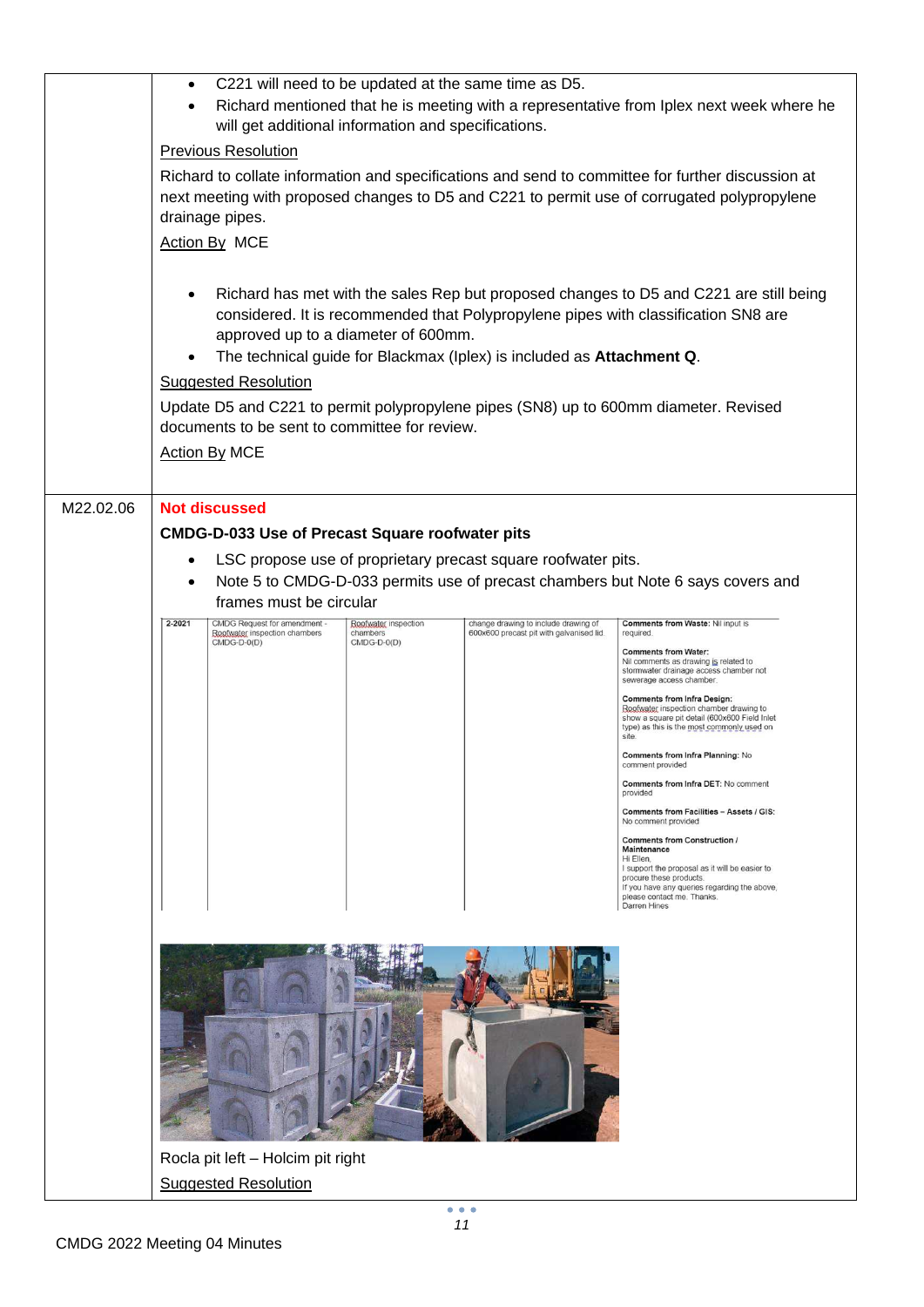| | |
|---|---|
| | • C221 will need to be updated at the same time as D5.<br>• Richard mentioned that he is meeting with a representative from Iplex next week where he will get additional information and specifications.<br><br>Previous Resolution<br><br>Richard to collate information and specifications and send to committee for further discussion at next meeting with proposed changes to D5 and C221 to permit use of corrugated polypropylene drainage pipes.<br><br>Action By MCE<br><br>• Richard has met with the sales Rep but proposed changes to D5 and C221 are still being considered. It is recommended that Polypropylene pipes with classification SN8 are approved up to a diameter of 600mm.<br>• The technical guide for Blackmax (Iplex) is included as **Attachment Q**.<br><br>Suggested Resolution<br><br>Update D5 and C221 to permit polypropylene pipes (SN8) up to 600mm diameter. Revised documents to be sent to committee for review.<br><br>Action By MCE |
| M22.02.06 | **Not discussed**<br><br>**CMDG-D-033 Use of Precast Square roofwater pits**<br><br>• LSC propose use of proprietary precast square roofwater pits.<br>• Note 5 to CMDG-D-033 permits use of precast chambers but Note 6 says covers and frames must be circular<br><br>2-2021 \| CMDG Request for amendment - Roofwater inspection chambers CMDG-D-0(D) \| Roofwater inspection chambers CMDG-D-0(D) \| change drawing to include drawing of 600x600 precast pit with galvanised lid. \| **Comments from Waste:** Nil input is required. **Comments from Water:** Nil comments as drawing is related to stormwater drainage access chamber not sewerage access chamber. **Comments from Infra Design:** Roofwater inspection chamber drawing to show a square pit detail (600x600 Field Inlet type) as this is the most commonly used on site. **Comments from Infra Planning:** No comment provided **Comments from Infra DET:** No comment provided **Comments from Facilities – Assets / GIS:** No comment provided **Comments from Construction / Maintenance** Hi Ellen, I support the proposal as it will be easier to procure these products. If you have any queries regarding the above, please contact me. Thanks. Darren Hines<br><br>Rocla pit left – Holcim pit right<br><br>Suggested Resolution |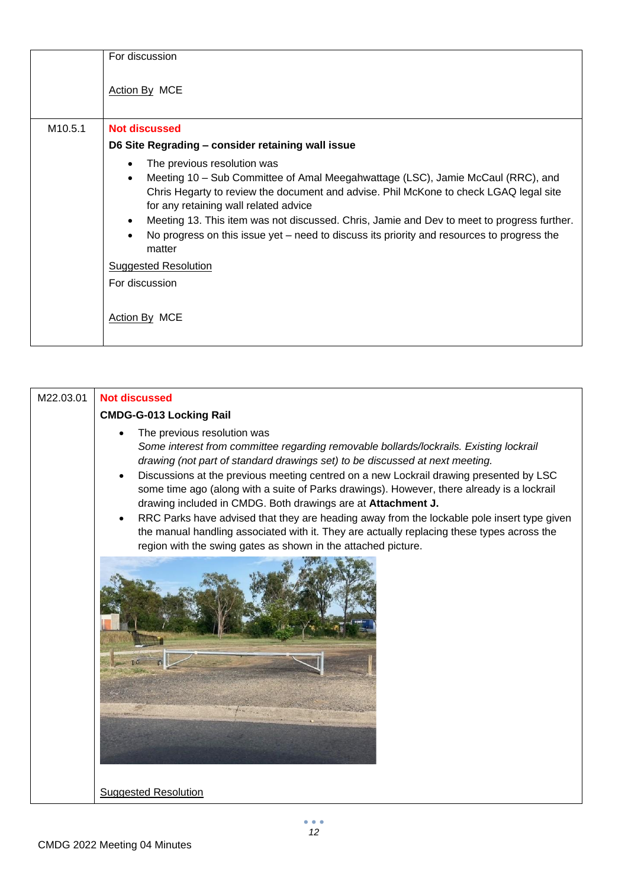| | |
|---|---|
| | For discussion<br><br><u>Action By</u> MCE |
| M10.5.1 | **Not discussed**<br>**D6 Site Regrading – consider retaining wall issue**<br>• The previous resolution was<br>• Meeting 10 – Sub Committee of Amal Meegahwattage (LSC), Jamie McCaul (RRC), and Chris Hegarty to review the document and advise. Phil McKone to check LGAQ legal site for any retaining wall related advice<br>• Meeting 13. This item was not discussed. Chris, Jamie and Dev to meet to progress further.<br>• No progress on this issue yet – need to discuss its priority and resources to progress the matter<br><u>Suggested Resolution</u><br>For discussion<br><br><u>Action By</u> MCE |

| | |
|---|---|
| M22.03.01 | **Not discussed**<br>**CMDG-G-013 Locking Rail**<br>• The previous resolution was<br>*Some interest from committee regarding removable bollards/lockrails. Existing lockrail drawing (not part of standard drawings set) to be discussed at next meeting.*<br>• Discussions at the previous meeting centred on a new Lockrail drawing presented by LSC some time ago (along with a suite of Parks drawings). However, there already is a lockrail drawing included in CMDG. Both drawings are at **Attachment J.**<br>• RRC Parks have advised that they are heading away from the lockable pole insert type given the manual handling associated with it. They are actually replacing these types across the region with the swing gates as shown in the attached picture.<br><br><u>Suggested Resolution</u> |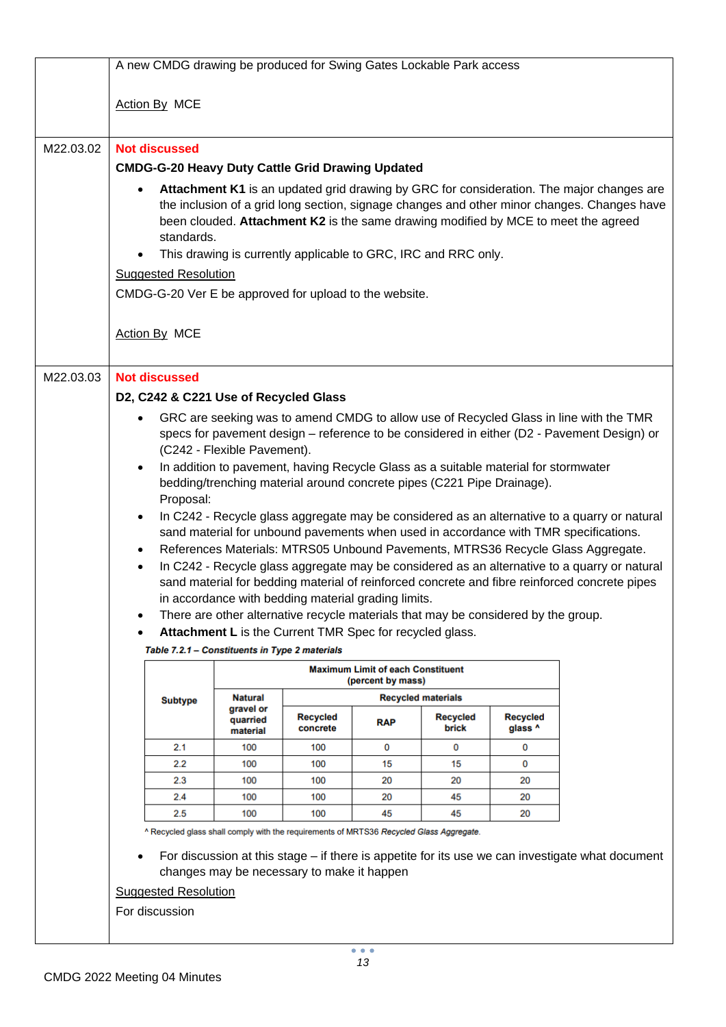| | |
|---|---|
| | A new CMDG drawing be produced for Swing Gates Lockable Park access<br><br>Action By MCE |
| M22.03.02 | **Not discussed**<br>**CMDG-G-20 Heavy Duty Cattle Grid Drawing Updated**<br>• **Attachment K1** is an updated grid drawing by GRC for consideration. The major changes are the inclusion of a grid long section, signage changes and other minor changes. Changes have been clouded. **Attachment K2** is the same drawing modified by MCE to meet the agreed standards.<br>• This drawing is currently applicable to GRC, IRC and RRC only.<br>Suggested Resolution<br>CMDG-G-20 Ver E be approved for upload to the website.<br><br>Action By MCE |
| M22.03.03 | **Not discussed**<br>**D2, C242 & C221 Use of Recycled Glass**<br>• GRC are seeking was to amend CMDG to allow use of Recycled Glass in line with the TMR specs for pavement design – reference to be considered in either (D2 - Pavement Design) or (C242 - Flexible Pavement).<br>• In addition to pavement, having Recycle Glass as a suitable material for stormwater bedding/trenching material around concrete pipes (C221 Pipe Drainage).<br>Proposal:<br>• In C242 - Recycle glass aggregate may be considered as an alternative to a quarry or natural sand material for unbound pavements when used in accordance with TMR specifications.<br>• References Materials: MTRS05 Unbound Pavements, MTRS36 Recycle Glass Aggregate.<br>• In C242 - Recycle glass aggregate may be considered as an alternative to a quarry or natural sand material for bedding material of reinforced concrete and fibre reinforced concrete pipes in accordance with bedding material grading limits.<br>• There are other alternative recycle materials that may be considered by the group.<br>• **Attachment L** is the Current TMR Spec for recycled glass. |

***Table 7.2.1 – Constituents in Type 2 materials***

| Subtype | Maximum Limit of each Constituent (percent by mass) | | | | |
|---|---|---|---|---|---|
| | Natural gravel or quarried material | Recycled materials | | | |
| | | Recycled concrete | RAP | Recycled brick | Recycled glass ^ |
| 2.1 | 100 | 100 | 0 | 0 | 0 |
| 2.2 | 100 | 100 | 15 | 15 | 0 |
| 2.3 | 100 | 100 | 20 | 20 | 20 |
| 2.4 | 100 | 100 | 20 | 45 | 20 |
| 2.5 | 100 | 100 | 45 | 45 | 20 |

^ Recycled glass shall comply with the requirements of MRTS36 *Recycled Glass Aggregate*.

- For discussion at this stage – if there is appetite for its use we can investigate what document changes may be necessary to make it happen

Suggested Resolution

For discussion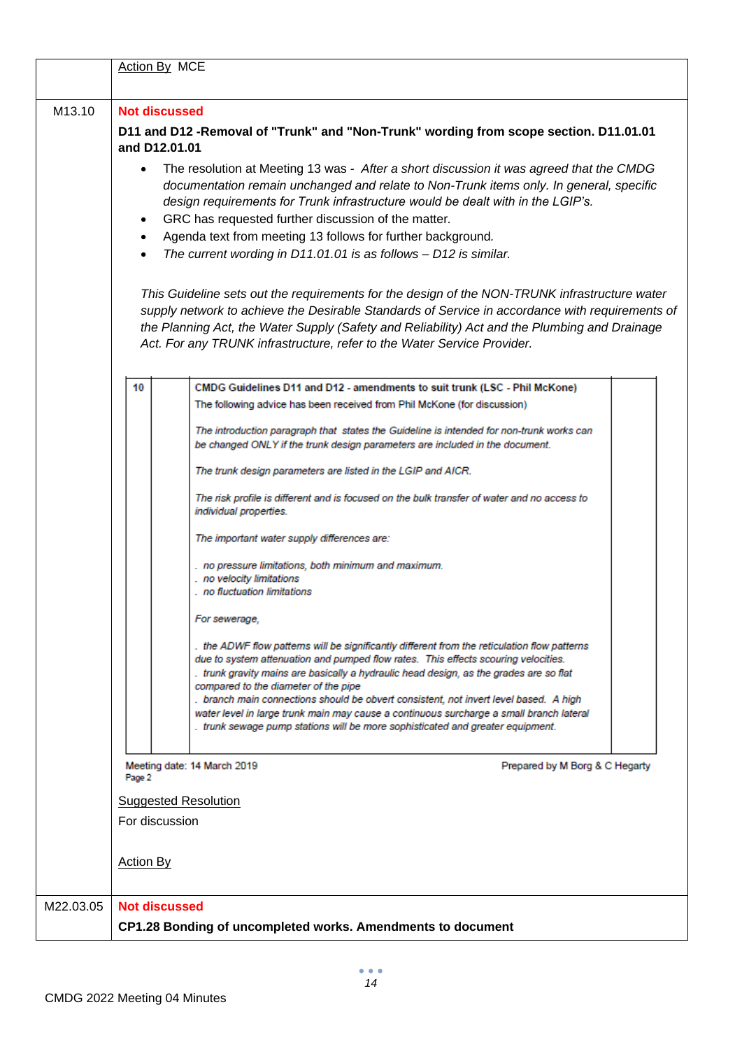| | |
|---|---|
| | Action By MCE |
| M13.10 | **Not discussed**<br><br>**D11 and D12 -Removal of "Trunk" and "Non-Trunk" wording from scope section. D11.01.01 and D12.01.01**<br><br>• The resolution at Meeting 13 was - *After a short discussion it was agreed that the CMDG documentation remain unchanged and relate to Non-Trunk items only. In general, specific design requirements for Trunk infrastructure would be dealt with in the LGIP's.*<br>• GRC has requested further discussion of the matter.<br>• Agenda text from meeting 13 follows for further background.<br>• *The current wording in D11.01.01 is as follows – D12 is similar.*<br><br>*This Guideline sets out the requirements for the design of the NON-TRUNK infrastructure water supply network to achieve the Desirable Standards of Service in accordance with requirements of the Planning Act, the Water Supply (Safety and Reliability) Act and the Plumbing and Drainage Act. For any TRUNK infrastructure, refer to the Water Service Provider.*<br><br>10 – **CMDG Guidelines D11 and D12 - amendments to suit trunk (LSC - Phil McKone)**<br>The following advice has been received from Phil McKone (for discussion)<br><br>*The introduction paragraph that states the Guideline is intended for non-trunk works can be changed ONLY if the trunk design parameters are included in the document.*<br><br>*The trunk design parameters are listed in the LGIP and AICR.*<br><br>*The risk profile is different and is focused on the bulk transfer of water and no access to individual properties.*<br><br>*The important water supply differences are:*<br><br>*. no pressure limitations, both minimum and maximum.*<br>*. no velocity limitations*<br>*. no fluctuation limitations*<br><br>*For sewerage,*<br><br>*. the ADWF flow patterns will be significantly different from the reticulation flow patterns due to system attenuation and pumped flow rates. This effects scouring velocities.*<br>*. trunk gravity mains are basically a hydraulic head design, as the grades are so flat compared to the diameter of the pipe*<br>*. branch main connections should be obvert consistent, not invert level based. A high water level in large trunk main may cause a continuous surcharge a small branch lateral*<br>*. trunk sewage pump stations will be more sophisticated and greater equipment.*<br><br>Meeting date: 14 March 2019 &nbsp;&nbsp;&nbsp; Prepared by M Borg & C Hegarty<br>Page 2<br><br>Suggested Resolution<br>For discussion<br><br>Action By |
| M22.03.05 | **Not discussed**<br><br>**CP1.28 Bonding of uncompleted works. Amendments to document** |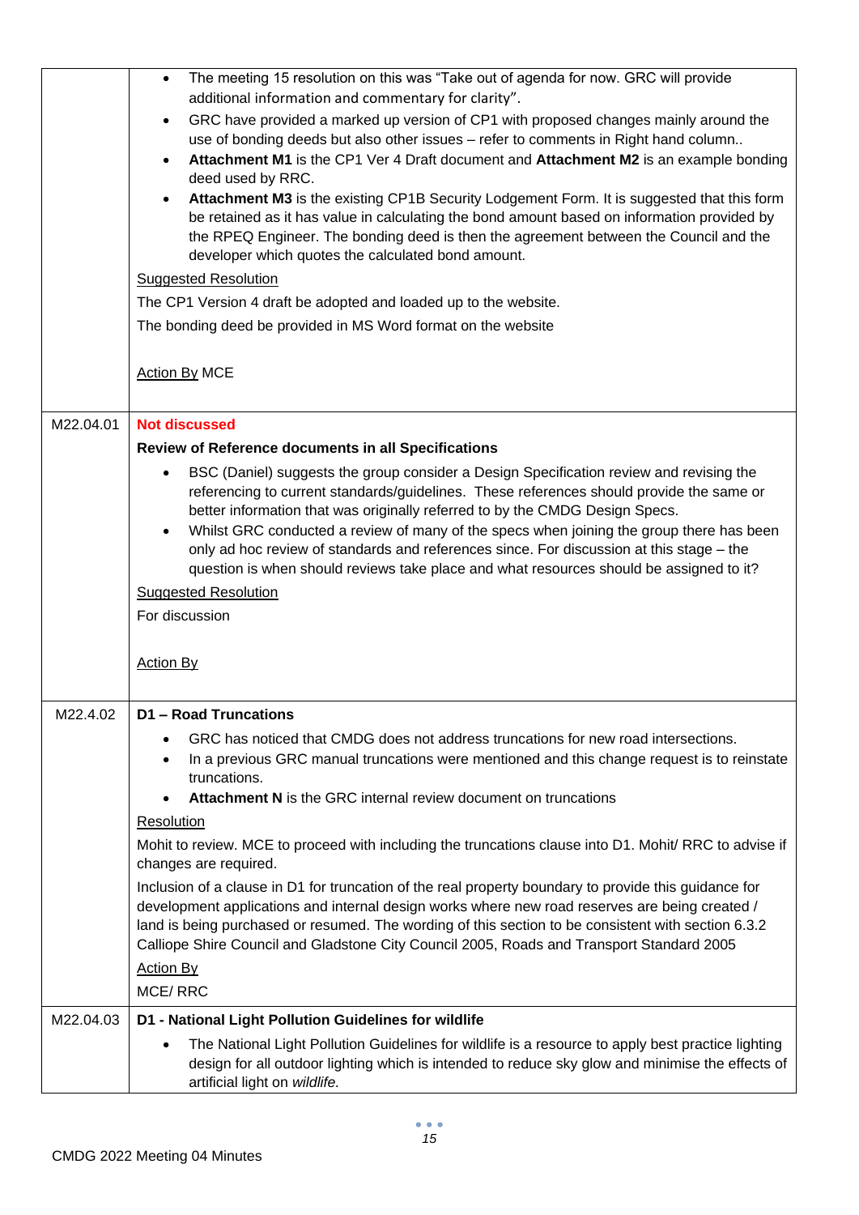| | |
|---|---|
| | • The meeting 15 resolution on this was "Take out of agenda for now. GRC will provide additional information and commentary for clarity".<br>• GRC have provided a marked up version of CP1 with proposed changes mainly around the use of bonding deeds but also other issues – refer to comments in Right hand column..<br>• **Attachment M1** is the CP1 Ver 4 Draft document and **Attachment M2** is an example bonding deed used by RRC.<br>• **Attachment M3** is the existing CP1B Security Lodgement Form. It is suggested that this form be retained as it has value in calculating the bond amount based on information provided by the RPEQ Engineer. The bonding deed is then the agreement between the Council and the developer which quotes the calculated bond amount.<br><br><u>Suggested Resolution</u><br>The CP1 Version 4 draft be adopted and loaded up to the website.<br>The bonding deed be provided in MS Word format on the website<br><br><u>Action By</u> MCE |
| M22.04.01 | **Not discussed**<br>**Review of Reference documents in all Specifications**<br>• BSC (Daniel) suggests the group consider a Design Specification review and revising the referencing to current standards/guidelines. These references should provide the same or better information that was originally referred to by the CMDG Design Specs.<br>• Whilst GRC conducted a review of many of the specs when joining the group there has been only ad hoc review of standards and references since. For discussion at this stage – the question is when should reviews take place and what resources should be assigned to it?<br><br><u>Suggested Resolution</u><br>For discussion<br><br><u>Action By</u> |
| M22.4.02 | **D1 – Road Truncations**<br>• GRC has noticed that CMDG does not address truncations for new road intersections.<br>• In a previous GRC manual truncations were mentioned and this change request is to reinstate truncations.<br>• **Attachment N** is the GRC internal review document on truncations<br><br><u>Resolution</u><br>Mohit to review. MCE to proceed with including the truncations clause into D1. Mohit/ RRC to advise if changes are required.<br>Inclusion of a clause in D1 for truncation of the real property boundary to provide this guidance for development applications and internal design works where new road reserves are being created / land is being purchased or resumed. The wording of this section to be consistent with section 6.3.2 Calliope Shire Council and Gladstone City Council 2005, Roads and Transport Standard 2005<br><br><u>Action By</u><br>MCE/ RRC |
| M22.04.03 | **D1 - National Light Pollution Guidelines for wildlife**<br>• The National Light Pollution Guidelines for wildlife is a resource to apply best practice lighting design for all outdoor lighting which is intended to reduce sky glow and minimise the effects of artificial light on *wildlife.* |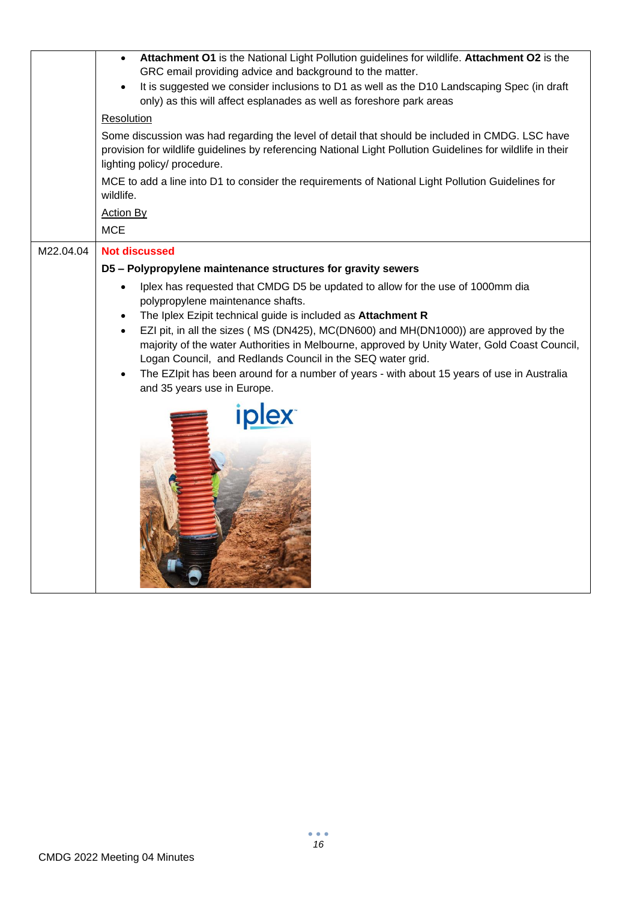| | |
|---|---|
| | • **Attachment O1** is the National Light Pollution guidelines for wildlife. **Attachment O2** is the GRC email providing advice and background to the matter.<br>• It is suggested we consider inclusions to D1 as well as the D10 Landscaping Spec (in draft only) as this will affect esplanades as well as foreshore park areas<br><br>Resolution<br><br>Some discussion was had regarding the level of detail that should be included in CMDG. LSC have provision for wildlife guidelines by referencing National Light Pollution Guidelines for wildlife in their lighting policy/ procedure.<br><br>MCE to add a line into D1 to consider the requirements of National Light Pollution Guidelines for wildlife.<br><br>Action By<br><br>MCE |
| M22.04.04 | **Not discussed**<br><br>**D5 – Polypropylene maintenance structures for gravity sewers**<br><br>• Iplex has requested that CMDG D5 be updated to allow for the use of 1000mm dia polypropylene maintenance shafts.<br>• The Iplex Ezipit technical guide is included as **Attachment R**<br>• EZI pit, in all the sizes ( MS (DN425), MC(DN600) and MH(DN1000)) are approved by the majority of the water Authorities in Melbourne, approved by Unity Water, Gold Coast Council, Logan Council, and Redlands Council in the SEQ water grid.<br>• The EZIpit has been around for a number of years - with about 15 years of use in Australia and 35 years use in Europe. |